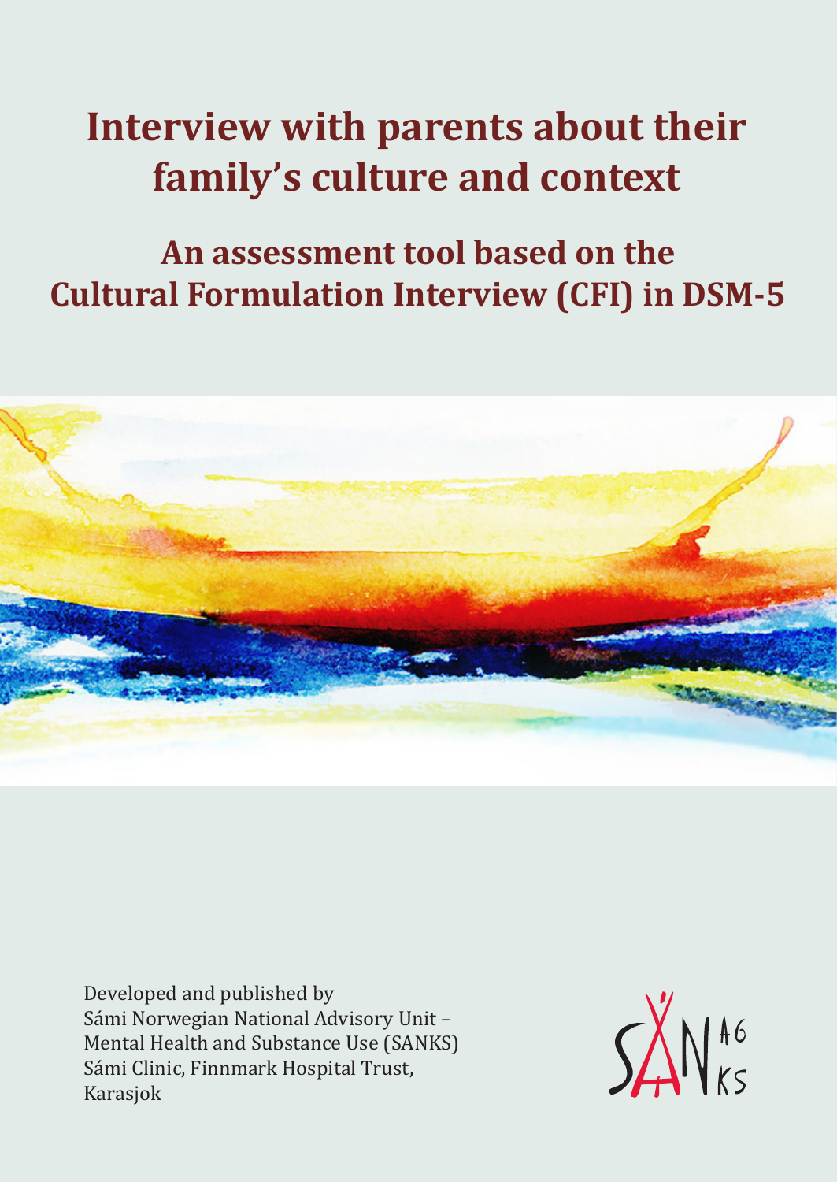# Interview with parents about their family's culture and context

## An assessment tool based on the Cultural Formulation Interview (CFI) in DSM-5

Developed and published by
Sámi Norwegian National Advisory Unit –
Mental Health and Substance Use (SANKS)
Sámi Clinic, Finnmark Hospital Trust,
Karasjok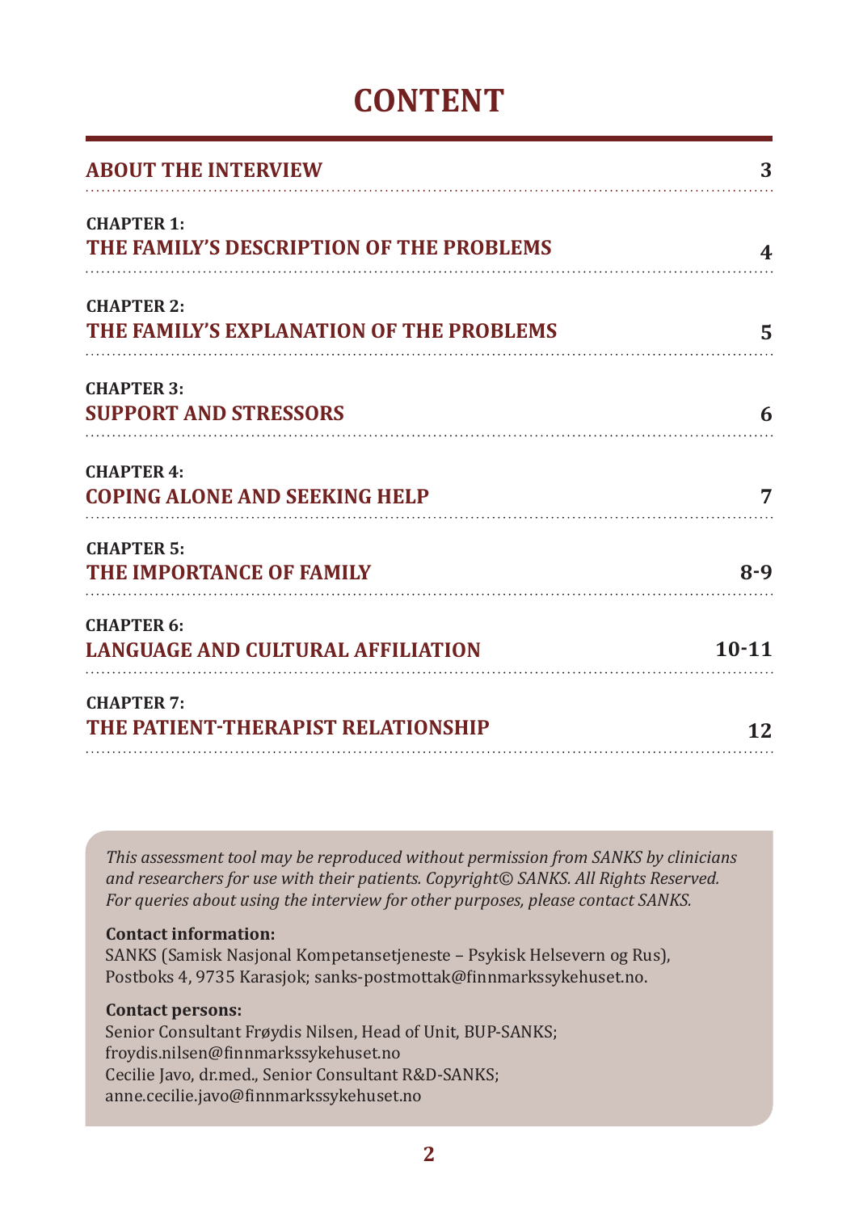# CONTENT

| | |
|---|---|
| **ABOUT THE INTERVIEW** | 3 |
| **CHAPTER 1:** **THE FAMILY'S DESCRIPTION OF THE PROBLEMS** | 4 |
| **CHAPTER 2:** **THE FAMILY'S EXPLANATION OF THE PROBLEMS** | 5 |
| **CHAPTER 3:** **SUPPORT AND STRESSORS** | 6 |
| **CHAPTER 4:** **COPING ALONE AND SEEKING HELP** | 7 |
| **CHAPTER 5:** **THE IMPORTANCE OF FAMILY** | 8-9 |
| **CHAPTER 6:** **LANGUAGE AND CULTURAL AFFILIATION** | 10-11 |
| **CHAPTER 7:** **THE PATIENT-THERAPIST RELATIONSHIP** | 12 |

*This assessment tool may be reproduced without permission from SANKS by clinicians and researchers for use with their patients. Copyright© SANKS. All Rights Reserved. For queries about using the interview for other purposes, please contact SANKS.*

**Contact information:**
SANKS (Samisk Nasjonal Kompetansetjeneste – Psykisk Helsevern og Rus), Postboks 4, 9735 Karasjok; sanks-postmottak@finnmarkssykehuset.no.

**Contact persons:**
Senior Consultant Frøydis Nilsen, Head of Unit, BUP-SANKS; froydis.nilsen@finnmarkssykehuset.no
Cecilie Javo, dr.med., Senior Consultant R&D-SANKS; anne.cecilie.javo@finnmarkssykehuset.no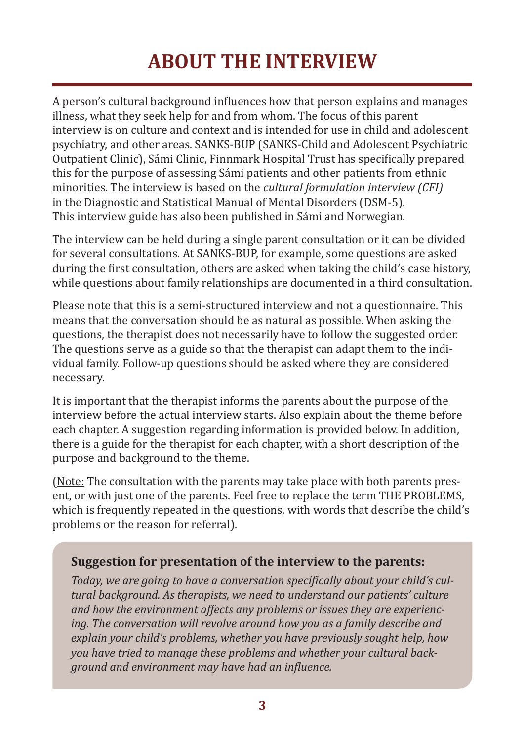# ABOUT THE INTERVIEW

A person's cultural background influences how that person explains and manages illness, what they seek help for and from whom. The focus of this parent interview is on culture and context and is intended for use in child and adolescent psychiatry, and other areas. SANKS-BUP (SANKS-Child and Adolescent Psychiatric Outpatient Clinic), Sámi Clinic, Finnmark Hospital Trust has specifically prepared this for the purpose of assessing Sámi patients and other patients from ethnic minorities. The interview is based on the *cultural formulation interview (CFI)* in the Diagnostic and Statistical Manual of Mental Disorders (DSM-5). This interview guide has also been published in Sámi and Norwegian.

The interview can be held during a single parent consultation or it can be divided for several consultations. At SANKS-BUP, for example, some questions are asked during the first consultation, others are asked when taking the child's case history, while questions about family relationships are documented in a third consultation.

Please note that this is a semi-structured interview and not a questionnaire. This means that the conversation should be as natural as possible. When asking the questions, the therapist does not necessarily have to follow the suggested order. The questions serve as a guide so that the therapist can adapt them to the individual family. Follow-up questions should be asked where they are considered necessary.

It is important that the therapist informs the parents about the purpose of the interview before the actual interview starts. Also explain about the theme before each chapter. A suggestion regarding information is provided below. In addition, there is a guide for the therapist for each chapter, with a short description of the purpose and background to the theme.

(Note: The consultation with the parents may take place with both parents present, or with just one of the parents. Feel free to replace the term THE PROBLEMS, which is frequently repeated in the questions, with words that describe the child's problems or the reason for referral).

**Suggestion for presentation of the interview to the parents:**

*Today, we are going to have a conversation specifically about your child's cultural background. As therapists, we need to understand our patients' culture and how the environment affects any problems or issues they are experiencing. The conversation will revolve around how you as a family describe and explain your child's problems, whether you have previously sought help, how you have tried to manage these problems and whether your cultural background and environment may have had an influence.*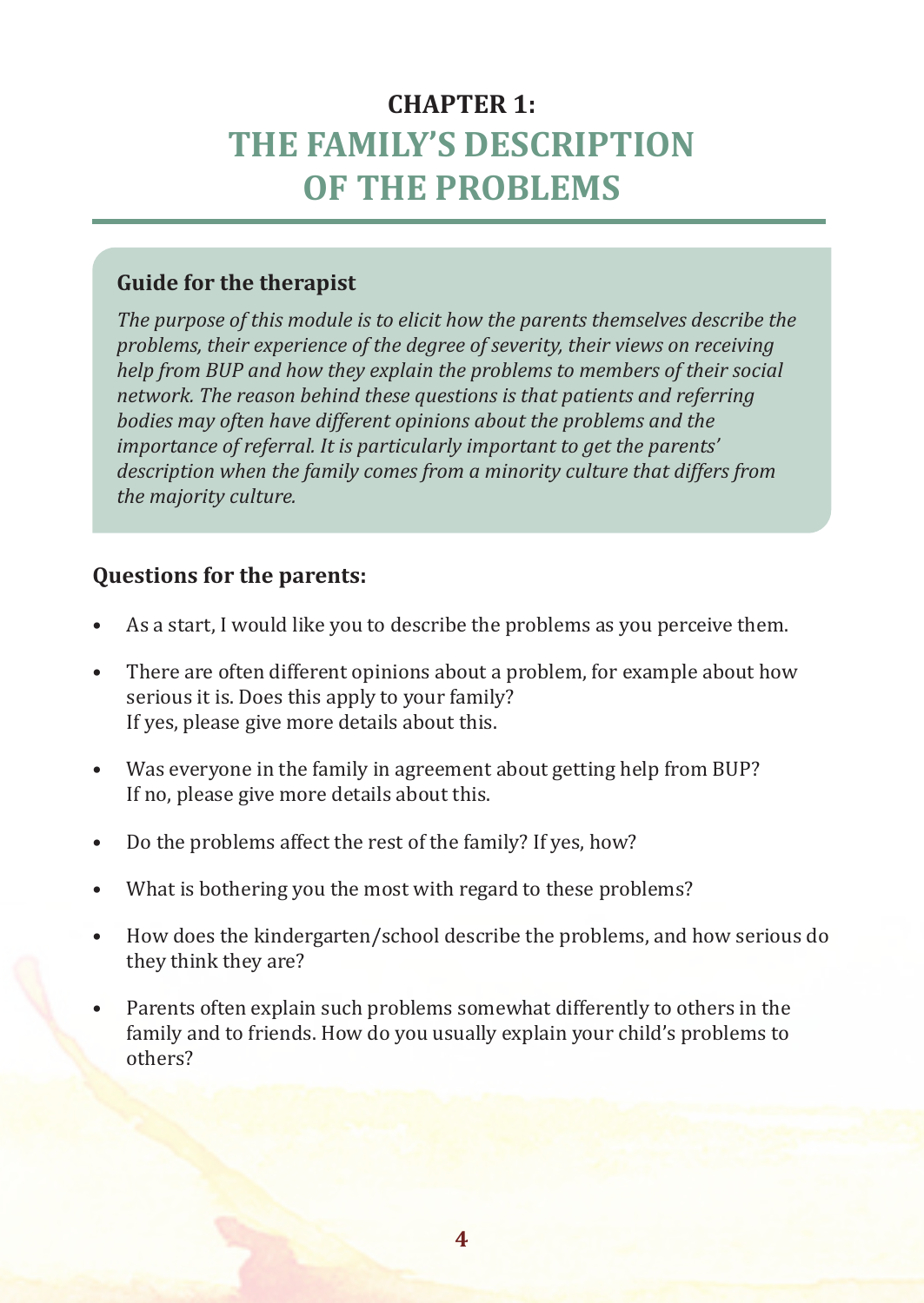# CHAPTER 1: THE FAMILY'S DESCRIPTION OF THE PROBLEMS

### Guide for the therapist

*The purpose of this module is to elicit how the parents themselves describe the problems, their experience of the degree of severity, their views on receiving help from BUP and how they explain the problems to members of their social network. The reason behind these questions is that patients and referring bodies may often have different opinions about the problems and the importance of referral. It is particularly important to get the parents' description when the family comes from a minority culture that differs from the majority culture.*

### Questions for the parents:

- As a start, I would like you to describe the problems as you perceive them.
- There are often different opinions about a problem, for example about how serious it is. Does this apply to your family?
  If yes, please give more details about this.
- Was everyone in the family in agreement about getting help from BUP?
  If no, please give more details about this.
- Do the problems affect the rest of the family? If yes, how?
- What is bothering you the most with regard to these problems?
- How does the kindergarten/school describe the problems, and how serious do they think they are?
- Parents often explain such problems somewhat differently to others in the family and to friends. How do you usually explain your child's problems to others?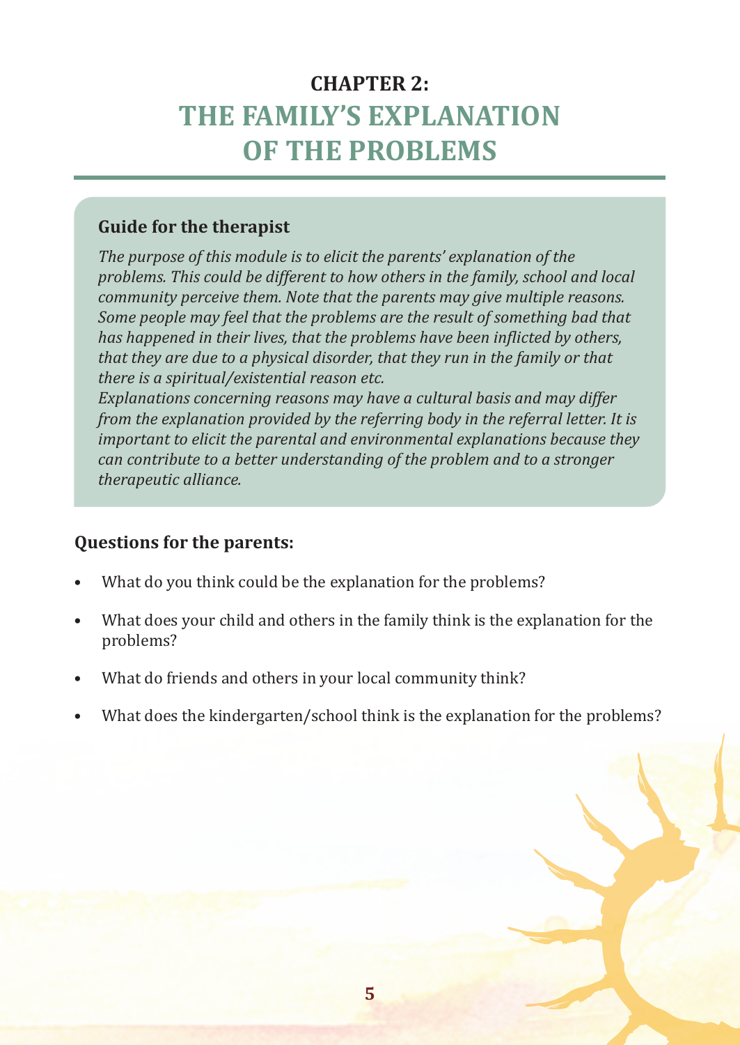# CHAPTER 2: THE FAMILY'S EXPLANATION OF THE PROBLEMS

### Guide for the therapist

*The purpose of this module is to elicit the parents' explanation of the problems. This could be different to how others in the family, school and local community perceive them. Note that the parents may give multiple reasons. Some people may feel that the problems are the result of something bad that has happened in their lives, that the problems have been inflicted by others, that they are due to a physical disorder, that they run in the family or that there is a spiritual/existential reason etc.*

*Explanations concerning reasons may have a cultural basis and may differ from the explanation provided by the referring body in the referral letter. It is important to elicit the parental and environmental explanations because they can contribute to a better understanding of the problem and to a stronger therapeutic alliance.*

### Questions for the parents:

- What do you think could be the explanation for the problems?
- What does your child and others in the family think is the explanation for the problems?
- What do friends and others in your local community think?
- What does the kindergarten/school think is the explanation for the problems?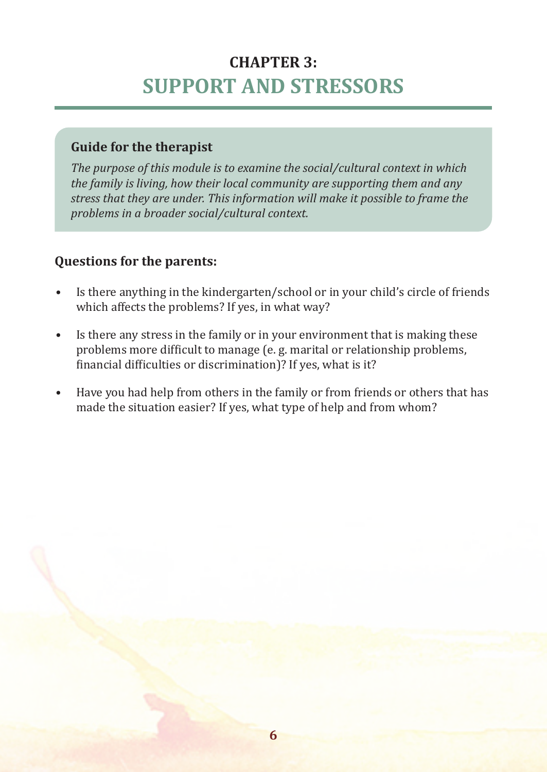# CHAPTER 3:
# SUPPORT AND STRESSORS

### Guide for the therapist

*The purpose of this module is to examine the social/cultural context in which the family is living, how their local community are supporting them and any stress that they are under. This information will make it possible to frame the problems in a broader social/cultural context.*

### Questions for the parents:

- Is there anything in the kindergarten/school or in your child's circle of friends which affects the problems? If yes, in what way?
- Is there any stress in the family or in your environment that is making these problems more difficult to manage (e. g. marital or relationship problems, financial difficulties or discrimination)? If yes, what is it?
- Have you had help from others in the family or from friends or others that has made the situation easier? If yes, what type of help and from whom?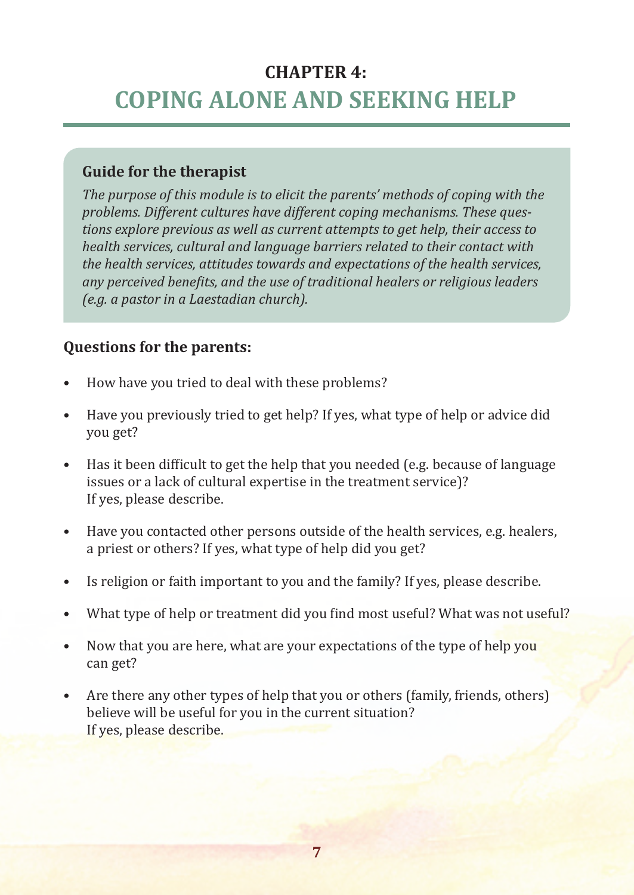# CHAPTER 4: COPING ALONE AND SEEKING HELP

**Guide for the therapist**

*The purpose of this module is to elicit the parents' methods of coping with the problems. Different cultures have different coping mechanisms. These questions explore previous as well as current attempts to get help, their access to health services, cultural and language barriers related to their contact with the health services, attitudes towards and expectations of the health services, any perceived benefits, and the use of traditional healers or religious leaders (e.g. a pastor in a Laestadian church).*

**Questions for the parents:**

- How have you tried to deal with these problems?
- Have you previously tried to get help? If yes, what type of help or advice did you get?
- Has it been difficult to get the help that you needed (e.g. because of language issues or a lack of cultural expertise in the treatment service)? If yes, please describe.
- Have you contacted other persons outside of the health services, e.g. healers, a priest or others? If yes, what type of help did you get?
- Is religion or faith important to you and the family? If yes, please describe.
- What type of help or treatment did you find most useful? What was not useful?
- Now that you are here, what are your expectations of the type of help you can get?
- Are there any other types of help that you or others (family, friends, others) believe will be useful for you in the current situation? If yes, please describe.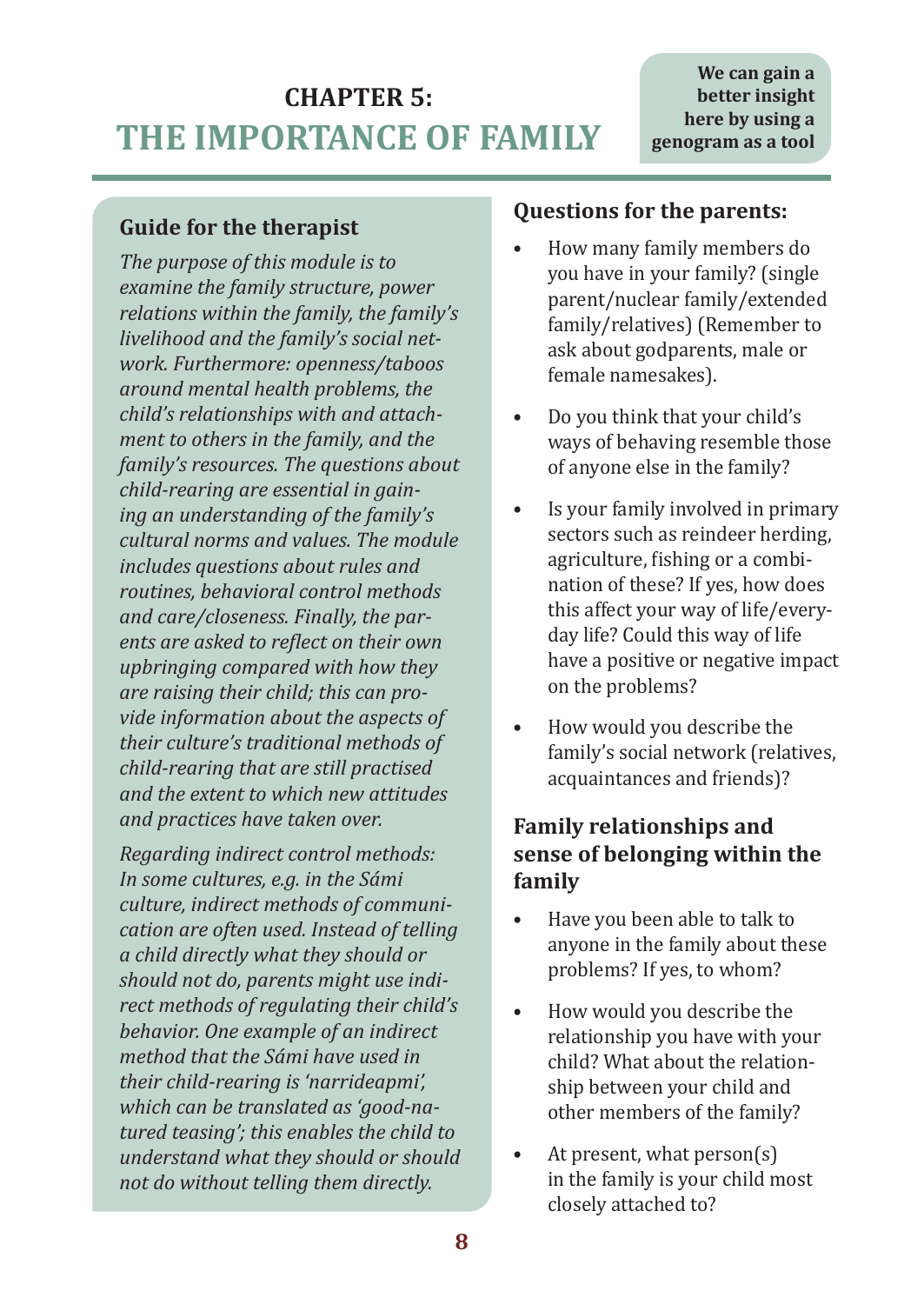# CHAPTER 5: THE IMPORTANCE OF FAMILY

**We can gain a better insight here by using a genogram as a tool**

## Guide for the therapist

*The purpose of this module is to examine the family structure, power relations within the family, the family's livelihood and the family's social network. Furthermore: openness/taboos around mental health problems, the child's relationships with and attachment to others in the family, and the family's resources. The questions about child-rearing are essential in gaining an understanding of the family's cultural norms and values. The module includes questions about rules and routines, behavioral control methods and care/closeness. Finally, the parents are asked to reflect on their own upbringing compared with how they are raising their child; this can provide information about the aspects of their culture's traditional methods of child-rearing that are still practised and the extent to which new attitudes and practices have taken over.*

*Regarding indirect control methods: In some cultures, e.g. in the Sámi culture, indirect methods of communication are often used. Instead of telling a child directly what they should or should not do, parents might use indirect methods of regulating their child's behavior. One example of an indirect method that the Sámi have used in their child-rearing is 'narrideapmi', which can be translated as 'good-natured teasing'; this enables the child to understand what they should or should not do without telling them directly.*

## Questions for the parents:

- How many family members do you have in your family? (single parent/nuclear family/extended family/relatives) (Remember to ask about godparents, male or female namesakes).
- Do you think that your child's ways of behaving resemble those of anyone else in the family?
- Is your family involved in primary sectors such as reindeer herding, agriculture, fishing or a combination of these? If yes, how does this affect your way of life/everyday life? Could this way of life have a positive or negative impact on the problems?
- How would you describe the family's social network (relatives, acquaintances and friends)?

## Family relationships and sense of belonging within the family

- Have you been able to talk to anyone in the family about these problems? If yes, to whom?
- How would you describe the relationship you have with your child? What about the relationship between your child and other members of the family?
- At present, what person(s) in the family is your child most closely attached to?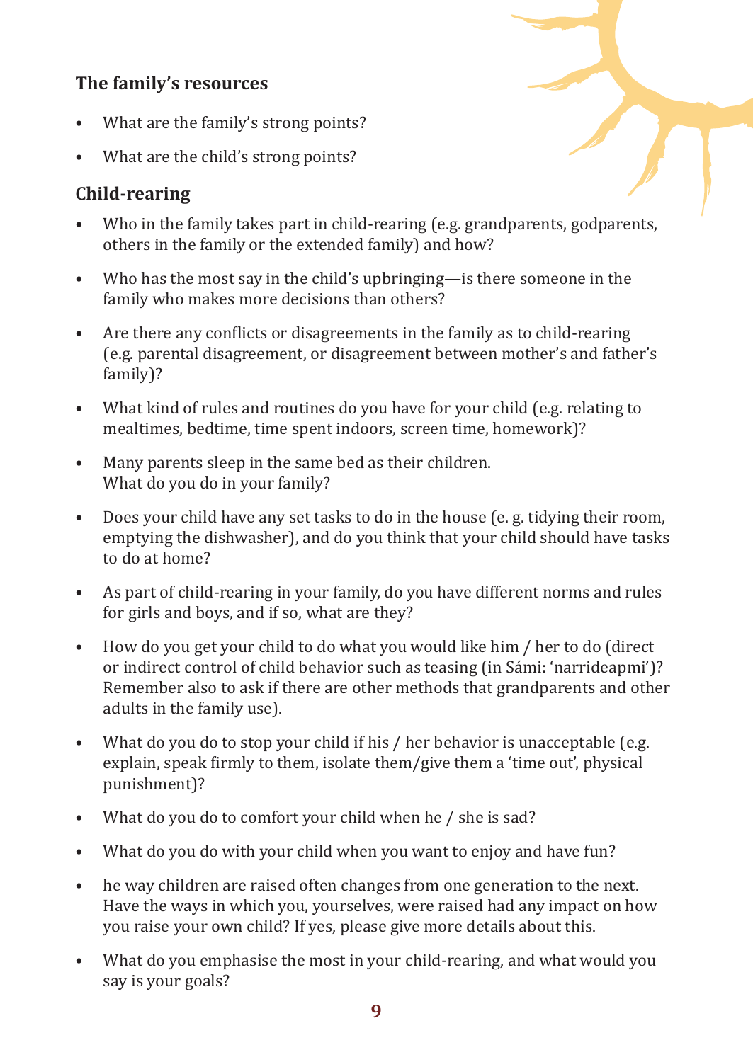### The family's resources

- What are the family's strong points?
- What are the child's strong points?

### Child-rearing

- Who in the family takes part in child-rearing (e.g. grandparents, godparents, others in the family or the extended family) and how?
- Who has the most say in the child's upbringing—is there someone in the family who makes more decisions than others?
- Are there any conflicts or disagreements in the family as to child-rearing (e.g. parental disagreement, or disagreement between mother's and father's family)?
- What kind of rules and routines do you have for your child (e.g. relating to mealtimes, bedtime, time spent indoors, screen time, homework)?
- Many parents sleep in the same bed as their children. What do you do in your family?
- Does your child have any set tasks to do in the house (e. g. tidying their room, emptying the dishwasher), and do you think that your child should have tasks to do at home?
- As part of child-rearing in your family, do you have different norms and rules for girls and boys, and if so, what are they?
- How do you get your child to do what you would like him / her to do (direct or indirect control of child behavior such as teasing (in Sámi: 'narrideapmi')? Remember also to ask if there are other methods that grandparents and other adults in the family use).
- What do you do to stop your child if his / her behavior is unacceptable (e.g. explain, speak firmly to them, isolate them/give them a 'time out', physical punishment)?
- What do you do to comfort your child when he / she is sad?
- What do you do with your child when you want to enjoy and have fun?
- he way children are raised often changes from one generation to the next. Have the ways in which you, yourselves, were raised had any impact on how you raise your own child? If yes, please give more details about this.
- What do you emphasise the most in your child-rearing, and what would you say is your goals?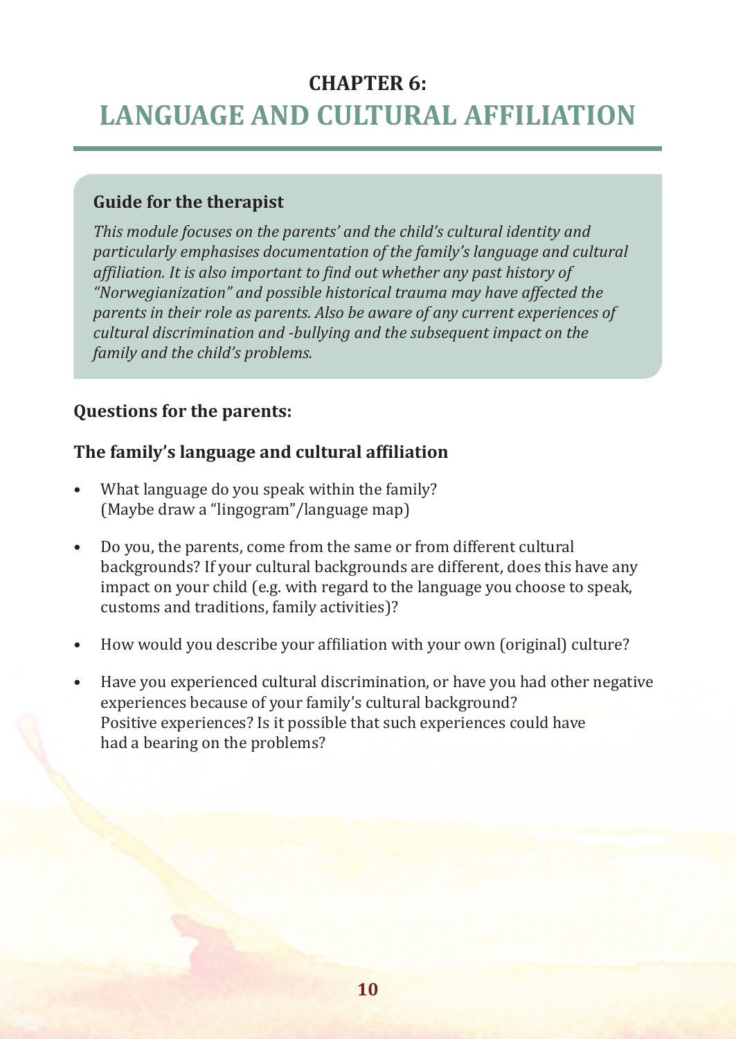# CHAPTER 6:
# LANGUAGE AND CULTURAL AFFILIATION

**Guide for the therapist**

*This module focuses on the parents' and the child's cultural identity and particularly emphasises documentation of the family's language and cultural affiliation. It is also important to find out whether any past history of "Norwegianization" and possible historical trauma may have affected the parents in their role as parents. Also be aware of any current experiences of cultural discrimination and -bullying and the subsequent impact on the family and the child's problems.*

### Questions for the parents:

### The family's language and cultural affiliation

- What language do you speak within the family?
  (Maybe draw a "lingogram"/language map)
- Do you, the parents, come from the same or from different cultural backgrounds? If your cultural backgrounds are different, does this have any impact on your child (e.g. with regard to the language you choose to speak, customs and traditions, family activities)?
- How would you describe your affiliation with your own (original) culture?
- Have you experienced cultural discrimination, or have you had other negative experiences because of your family's cultural background?
  Positive experiences? Is it possible that such experiences could have had a bearing on the problems?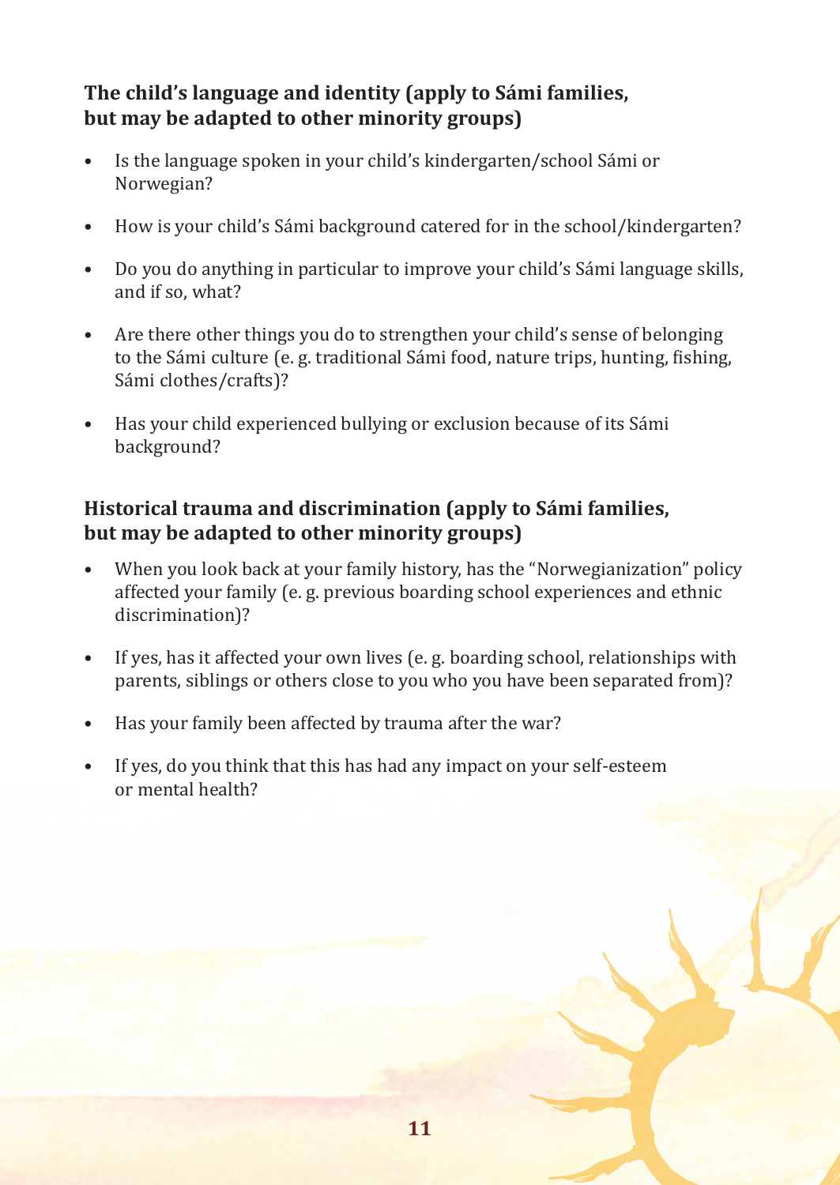### The child's language and identity (apply to Sámi families, but may be adapted to other minority groups)

- Is the language spoken in your child's kindergarten/school Sámi or Norwegian?
- How is your child's Sámi background catered for in the school/kindergarten?
- Do you do anything in particular to improve your child's Sámi language skills, and if so, what?
- Are there other things you do to strengthen your child's sense of belonging to the Sámi culture (e. g. traditional Sámi food, nature trips, hunting, fishing, Sámi clothes/crafts)?
- Has your child experienced bullying or exclusion because of its Sámi background?

### Historical trauma and discrimination (apply to Sámi families, but may be adapted to other minority groups)

- When you look back at your family history, has the "Norwegianization" policy affected your family (e. g. previous boarding school experiences and ethnic discrimination)?
- If yes, has it affected your own lives (e. g. boarding school, relationships with parents, siblings or others close to you who you have been separated from)?
- Has your family been affected by trauma after the war?
- If yes, do you think that this has had any impact on your self-esteem or mental health?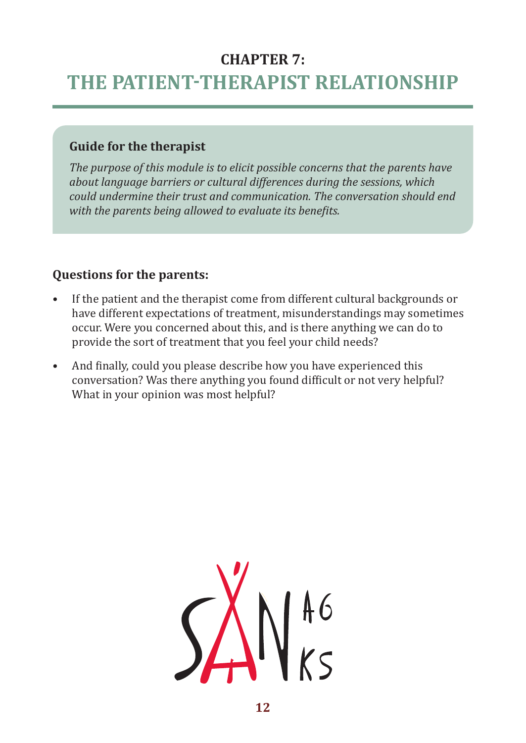# CHAPTER 7:
# THE PATIENT-THERAPIST RELATIONSHIP

**Guide for the therapist**

*The purpose of this module is to elicit possible concerns that the parents have about language barriers or cultural differences during the sessions, which could undermine their trust and communication. The conversation should end with the parents being allowed to evaluate its benefits.*

**Questions for the parents:**

- If the patient and the therapist come from different cultural backgrounds or have different expectations of treatment, misunderstandings may sometimes occur. Were you concerned about this, and is there anything we can do to provide the sort of treatment that you feel your child needs?
- And finally, could you please describe how you have experienced this conversation? Was there anything you found difficult or not very helpful? What in your opinion was most helpful?